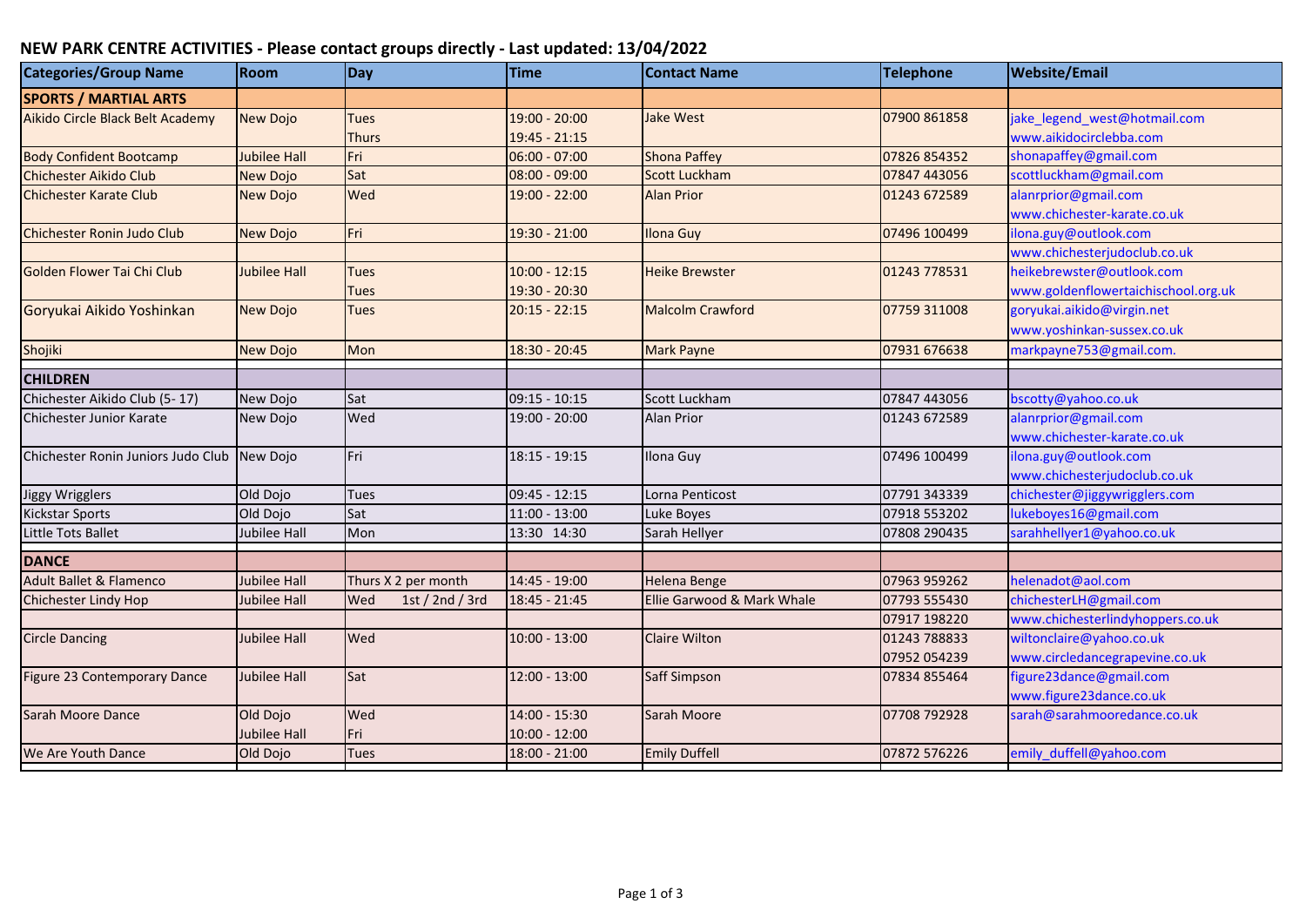# NEW PARK CENTRE ACTIVITIES - Please contact groups directly - Last updated: 13/04/2022

| Categories/Group Name | Room | Day | Time | Contact Name | Telephone | Website/Email |
|---|---|---|---|---|---|---|
| **SPORTS / MARTIAL ARTS** | | | | | | |
| Aikido Circle Black Belt Academy | New Dojo | Tues<br>Thurs | 19:00 - 20:00<br>19:45 - 21:15 | Jake West | 07900 861858 | jake_legend_west@hotmail.com<br>www.aikidocirclebba.com |
| Body Confident Bootcamp | Jubilee Hall | Fri | 06:00 - 07:00 | Shona Paffey | 07826 854352 | shonapaffey@gmail.com |
| Chichester Aikido Club | New Dojo | Sat | 08:00 - 09:00 | Scott Luckham | 07847 443056 | scottluckham@gmail.com |
| Chichester Karate Club | New Dojo | Wed | 19:00 - 22:00 | Alan Prior | 01243 672589 | alanrprior@gmail.com<br>www.chichester-karate.co.uk |
| Chichester Ronin Judo Club | New Dojo | Fri | 19:30 - 21:00 | Ilona Guy | 07496 100499 | ilona.guy@outlook.com<br>www.chichesterjudoclub.co.uk |
| Golden Flower Tai Chi Club | Jubilee Hall | Tues<br>Tues | 10:00 - 12:15<br>19:30 - 20:30 | Heike Brewster | 01243 778531 | heikebrewster@outlook.com<br>www.goldenflowertaichischool.org.uk |
| Goryukai Aikido Yoshinkan | New Dojo | Tues | 20:15 - 22:15 | Malcolm Crawford | 07759 311008 | goryukai.aikido@virgin.net<br>www.yoshinkan-sussex.co.uk |
| Shojiki | New Dojo | Mon | 18:30 - 20:45 | Mark Payne | 07931 676638 | markpayne753@gmail.com. |
| **CHILDREN** | | | | | | |
| Chichester Aikido Club (5- 17) | New Dojo | Sat | 09:15 - 10:15 | Scott Luckham | 07847 443056 | bscotty@yahoo.co.uk |
| Chichester Junior Karate | New Dojo | Wed | 19:00 - 20:00 | Alan Prior | 01243 672589 | alanrprior@gmail.com<br>www.chichester-karate.co.uk |
| Chichester Ronin Juniors Judo Club | New Dojo | Fri | 18:15 - 19:15 | Ilona Guy | 07496 100499 | ilona.guy@outlook.com<br>www.chichesterjudoclub.co.uk |
| Jiggy Wrigglers | Old Dojo | Tues | 09:45 - 12:15 | Lorna Penticost | 07791 343339 | chichester@jiggywrigglers.com |
| Kickstar Sports | Old Dojo | Sat | 11:00 - 13:00 | Luke Boyes | 07918 553202 | lukeboyes16@gmail.com |
| Little Tots Ballet | Jubilee Hall | Mon | 13:30 14:30 | Sarah Hellyer | 07808 290435 | sarahhellyer1@yahoo.co.uk |
| **DANCE** | | | | | | |
| Adult Ballet & Flamenco | Jubilee Hall | Thurs X 2 per month | 14:45 - 19:00 | Helena Benge | 07963 959262 | helenadot@aol.com |
| Chichester Lindy Hop | Jubilee Hall | Wed 1st / 2nd / 3rd | 18:45 - 21:45 | Ellie Garwood & Mark Whale | 07793 555430<br>07917 198220 | chichesterLH@gmail.com<br>www.chichesterlindyhoppers.co.uk |
| Circle Dancing | Jubilee Hall | Wed | 10:00 - 13:00 | Claire Wilton | 01243 788833<br>07952 054239 | wiltonclaire@yahoo.co.uk<br>www.circledancegrapevine.co.uk |
| Figure 23 Contemporary Dance | Jubilee Hall | Sat | 12:00 - 13:00 | Saff Simpson | 07834 855464 | figure23dance@gmail.com<br>www.figure23dance.co.uk |
| Sarah Moore Dance | Old Dojo<br>Jubilee Hall | Wed<br>Fri | 14:00 - 15:30<br>10:00 - 12:00 | Sarah Moore | 07708 792928 | sarah@sarahmooredance.co.uk |
| We Are Youth Dance | Old Dojo | Tues | 18:00 - 21:00 | Emily Duffell | 07872 576226 | emily_duffell@yahoo.com |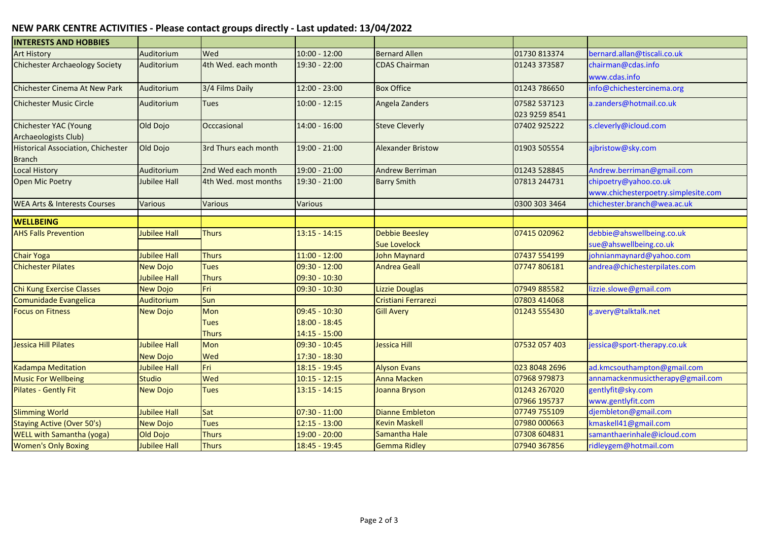# NEW PARK CENTRE ACTIVITIES - Please contact groups directly - Last updated: 13/04/2022

| INTERESTS AND HOBBIES | | | | | | |
|---|---|---|---|---|---|---|
| Art History | Auditorium | Wed | 10:00 - 12:00 | Bernard Allen | 01730 813374 | bernard.allan@tiscali.co.uk |
| Chichester Archaeology Society | Auditorium | 4th Wed. each month | 19:30 - 22:00 | CDAS Chairman | 01243 373587 | chairman@cdas.info www.cdas.info |
| Chichester Cinema At New Park | Auditorium | 3/4 Films Daily | 12:00 - 23:00 | Box Office | 01243 786650 | info@chichestercinema.org |
| Chichester Music Circle | Auditorium | Tues | 10:00 - 12:15 | Angela Zanders | 07582 537123 023 9259 8541 | a.zanders@hotmail.co.uk |
| Chichester YAC (Young Archaeologists Club) | Old Dojo | Occcasional | 14:00 - 16:00 | Steve Cleverly | 07402 925222 | s.cleverly@icloud.com |
| Historical Association, Chichester Branch | Old Dojo | 3rd Thurs each month | 19:00 - 21:00 | Alexander Bristow | 01903 505554 | ajbristow@sky.com |
| Local History | Auditorium | 2nd Wed each month | 19:00 - 21:00 | Andrew Berriman | 01243 528845 | Andrew.berriman@gmail.com |
| Open Mic Poetry | Jubilee Hall | 4th Wed. most months | 19:30 - 21:00 | Barry Smith | 07813 244731 | chipoetry@yahoo.co.uk www.chichesterpoetry.simplesite.com |
| WEA Arts & Interests Courses | Various | Various | Various | | 0300 303 3464 | chichester.branch@wea.ac.uk |
| | | | | | | |
| **WELLBEING** | | | | | | |
| AHS Falls Prevention | Jubilee Hall | Thurs | 13:15 - 14:15 | Debbie Beesley Sue Lovelock | 07415 020962 | debbie@ahswellbeing.co.uk sue@ahswellbeing.co.uk |
| Chair Yoga | Jubilee Hall | Thurs | 11:00 - 12:00 | John Maynard | 07437 554199 | johnianmaynard@yahoo.com |
| Chichester Pilates | New Dojo Jubilee Hall | Tues Thurs | 09:30 - 12:00 09:30 - 10:30 | Andrea Geall | 07747 806181 | andrea@chichesterpilates.com |
| Chi Kung Exercise Classes | New Dojo | Fri | 09:30 - 10:30 | Lizzie Douglas | 07949 885582 | lizzie.slowe@gmail.com |
| Comunidade Evangelica | Auditorium | Sun | | Cristiani Ferrarezi | 07803 414068 | |
| Focus on Fitness | New Dojo | Mon Tues Thurs | 09:45 - 10:30 18:00 - 18:45 14:15 - 15:00 | Gill Avery | 01243 555430 | g.avery@talktalk.net |
| Jessica Hill Pilates | Jubilee Hall New Dojo | Mon Wed | 09:30 - 10:45 17:30 - 18:30 | Jessica Hill | 07532 057 403 | jessica@sport-therapy.co.uk |
| Kadampa Meditation | Jubilee Hall | Fri | 18:15 - 19:45 | Alyson Evans | 023 8048 2696 | ad.kmcsouthampton@gmail.com |
| Music For Wellbeing | Studio | Wed | 10:15 - 12:15 | Anna Macken | 07968 979873 | annamackenmusictherapy@gmail.com |
| Pilates - Gently Fit | New Dojo | Tues | 13:15 - 14:15 | Joanna Bryson | 01243 267020 07966 195737 | gentlyfit@sky.com www.gentlyfit.com |
| Slimming World | Jubilee Hall | Sat | 07:30 - 11:00 | Dianne Embleton | 07749 755109 | djembleton@gmail.com |
| Staying Active (Over 50's) | New Dojo | Tues | 12:15 - 13:00 | Kevin Maskell | 07980 000663 | kmaskell41@gmail.com |
| WELL with Samantha (yoga) | Old Dojo | Thurs | 19:00 - 20:00 | Samantha Hale | 07308 604831 | samanthaerinhale@icloud.com |
| Women's Only Boxing | Jubilee Hall | Thurs | 18:45 - 19:45 | Gemma Ridley | 07940 367856 | ridleygem@hotmail.com |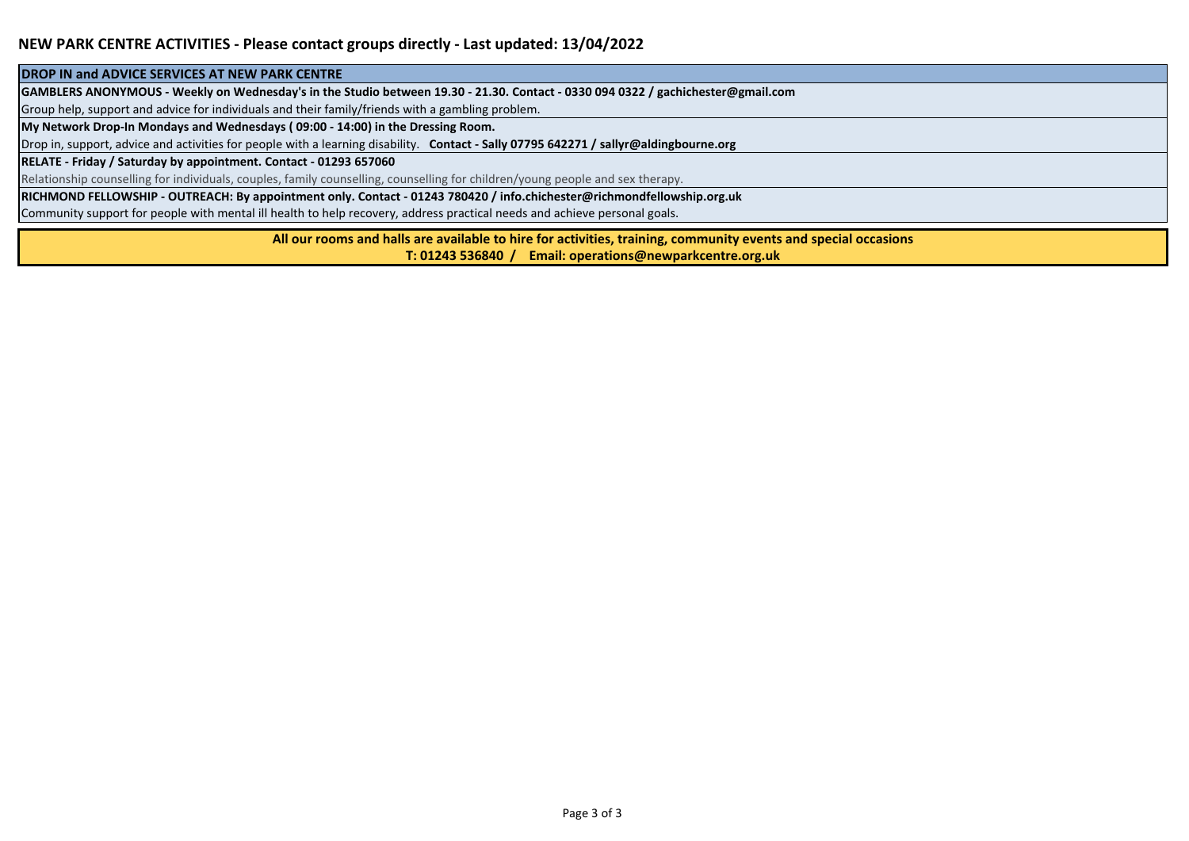## NEW PARK CENTRE ACTIVITIES - Please contact groups directly - Last updated: 13/04/2022

### DROP IN and ADVICE SERVICES AT NEW PARK CENTRE

**GAMBLERS ANONYMOUS - Weekly on Wednesday's in the Studio between 19.30 - 21.30. Contact - 0330 094 0322 / gachichester@gmail.com**

Group help, support and advice for individuals and their family/friends with a gambling problem.

**My Network Drop-In Mondays and Wednesdays ( 09:00 - 14:00) in the Dressing Room.**

Drop in, support, advice and activities for people with a learning disability. **Contact - Sally 07795 642271 / sallyr@aldingbourne.org**

**RELATE - Friday / Saturday by appointment. Contact - 01293 657060**

Relationship counselling for individuals, couples, family counselling, counselling for children/young people and sex therapy.

**RICHMOND FELLOWSHIP - OUTREACH: By appointment only. Contact - 01243 780420 / info.chichester@richmondfellowship.org.uk**

Community support for people with mental ill health to help recovery, address practical needs and achieve personal goals.

**All our rooms and halls are available to hire for activities, training, community events and special occasions**
**T: 01243 536840 / Email: operations@newparkcentre.org.uk**